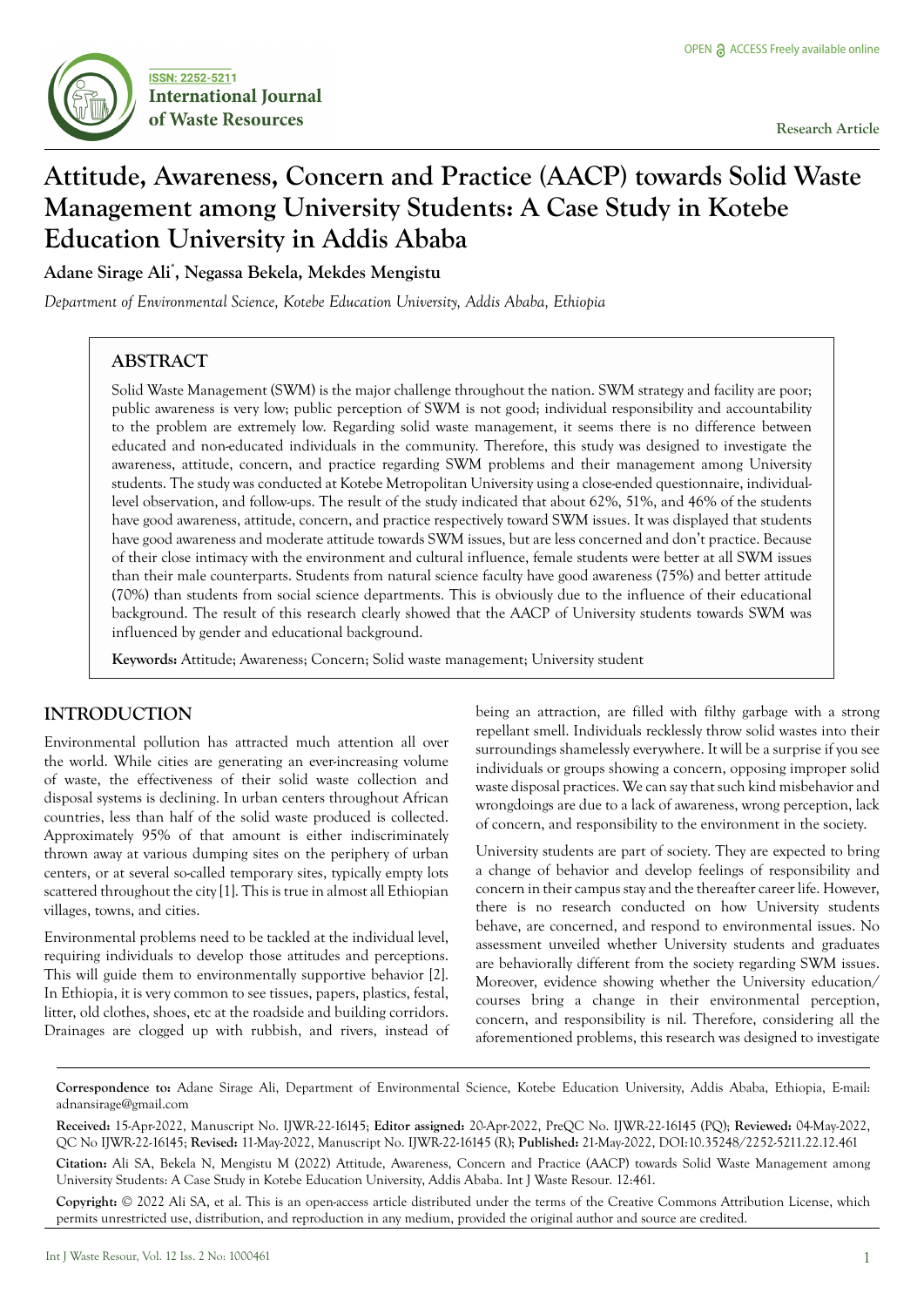# Attitude, Awareness, Concern and Practice (AACP) towards Solid Waste Management among University Students: A Case Study in Kotebe Education University in Addis Ababa

**Adane Sirage Ali*, Negassa Bekela, Mekdes Mengistu**

*Department of Environmental Science, Kotebe Education University, Addis Ababa, Ethiopia*

## ABSTRACT

Solid Waste Management (SWM) is the major challenge throughout the nation. SWM strategy and facility are poor; public awareness is very low; public perception of SWM is not good; individual responsibility and accountability to the problem are extremely low. Regarding solid waste management, it seems there is no difference between educated and non-educated individuals in the community. Therefore, this study was designed to investigate the awareness, attitude, concern, and practice regarding SWM problems and their management among University students. The study was conducted at Kotebe Metropolitan University using a close-ended questionnaire, individual-level observation, and follow-ups. The result of the study indicated that about 62%, 51%, and 46% of the students have good awareness, attitude, concern, and practice respectively toward SWM issues. It was displayed that students have good awareness and moderate attitude towards SWM issues, but are less concerned and don't practice. Because of their close intimacy with the environment and cultural influence, female students were better at all SWM issues than their male counterparts. Students from natural science faculty have good awareness (75%) and better attitude (70%) than students from social science departments. This is obviously due to the influence of their educational background. The result of this research clearly showed that the AACP of University students towards SWM was influenced by gender and educational background.

**Keywords:** Attitude; Awareness; Concern; Solid waste management; University student

## INTRODUCTION

Environmental pollution has attracted much attention all over the world. While cities are generating an ever-increasing volume of waste, the effectiveness of their solid waste collection and disposal systems is declining. In urban centers throughout African countries, less than half of the solid waste produced is collected. Approximately 95% of that amount is either indiscriminately thrown away at various dumping sites on the periphery of urban centers, or at several so-called temporary sites, typically empty lots scattered throughout the city [1]. This is true in almost all Ethiopian villages, towns, and cities.

Environmental problems need to be tackled at the individual level, requiring individuals to develop those attitudes and perceptions. This will guide them to environmentally supportive behavior [2]. In Ethiopia, it is very common to see tissues, papers, plastics, festal, litter, old clothes, shoes, etc at the roadside and building corridors. Drainages are clogged up with rubbish, and rivers, instead of being an attraction, are filled with filthy garbage with a strong repellant smell. Individuals recklessly throw solid wastes into their surroundings shamelessly everywhere. It will be a surprise if you see individuals or groups showing a concern, opposing improper solid waste disposal practices. We can say that such kind misbehavior and wrongdoings are due to a lack of awareness, wrong perception, lack of concern, and responsibility to the environment in the society.

University students are part of society. They are expected to bring a change of behavior and develop feelings of responsibility and concern in their campus stay and the thereafter career life. However, there is no research conducted on how University students behave, are concerned, and respond to environmental issues. No assessment unveiled whether University students and graduates are behaviorally different from the society regarding SWM issues. Moreover, evidence showing whether the University education/courses bring a change in their environmental perception, concern, and responsibility is nil. Therefore, considering all the aforementioned problems, this research was designed to investigate

**Correspondence to:** Adane Sirage Ali, Department of Environmental Science, Kotebe Education University, Addis Ababa, Ethiopia, E-mail: adnansirage@gmail.com

**Received:** 15-Apr-2022, Manuscript No. IJWR-22-16145; **Editor assigned:** 20-Apr-2022, PreQC No. IJWR-22-16145 (PQ); **Reviewed:** 04-May-2022, QC No IJWR-22-16145; **Revised:** 11-May-2022, Manuscript No. IJWR-22-16145 (R); **Published:** 21-May-2022, DOI:10.35248/2252-5211.22.12.461

**Citation:** Ali SA, Bekela N, Mengistu M (2022) Attitude, Awareness, Concern and Practice (AACP) towards Solid Waste Management among University Students: A Case Study in Kotebe Education University, Addis Ababa. Int J Waste Resour. 12:461.

**Copyright:** © 2022 Ali SA, et al. This is an open-access article distributed under the terms of the Creative Commons Attribution License, which permits unrestricted use, distribution, and reproduction in any medium, provided the original author and source are credited.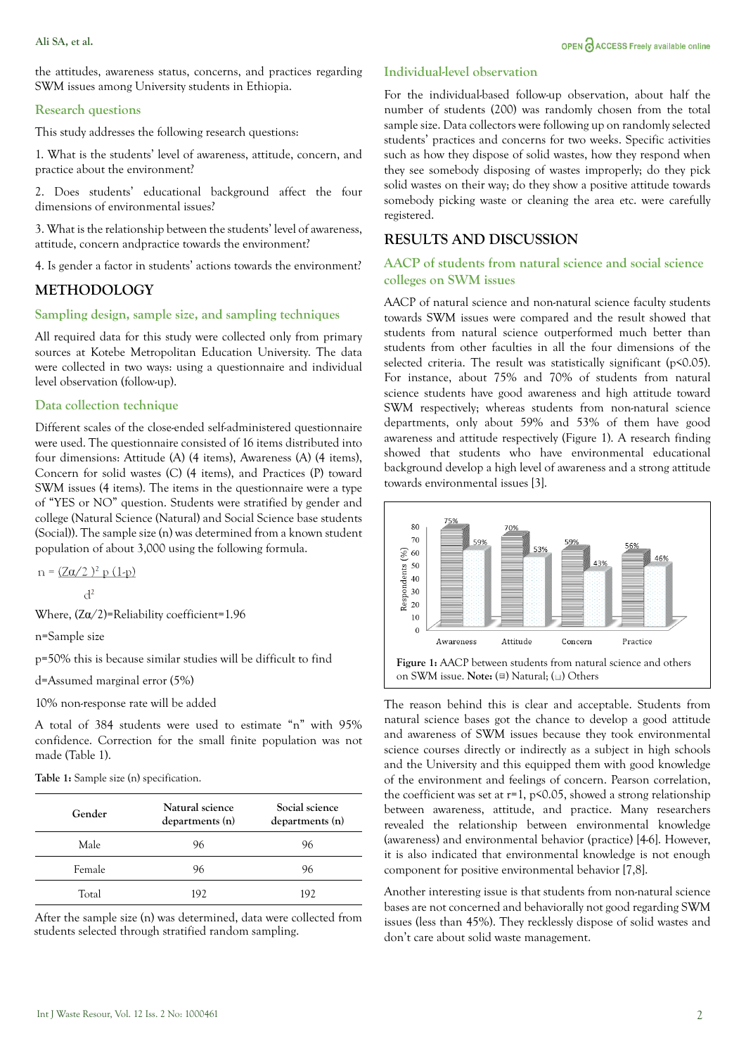the attitudes, awareness status, concerns, and practices regarding SWM issues among University students in Ethiopia.

### Research questions

This study addresses the following research questions:

1. What is the students' level of awareness, attitude, concern, and practice about the environment?

2. Does students' educational background affect the four dimensions of environmental issues?

3. What is the relationship between the students' level of awareness, attitude, concern andpractice towards the environment?

4. Is gender a factor in students' actions towards the environment?

## METHODOLOGY

### Sampling design, sample size, and sampling techniques

All required data for this study were collected only from primary sources at Kotebe Metropolitan Education University. The data were collected in two ways: using a questionnaire and individual level observation (follow-up).

### Data collection technique

Different scales of the close-ended self-administered questionnaire were used. The questionnaire consisted of 16 items distributed into four dimensions: Attitude (A) (4 items), Awareness (A) (4 items), Concern for solid wastes (C) (4 items), and Practices (P) toward SWM issues (4 items). The items in the questionnaire were a type of "YES or NO" question. Students were stratified by gender and college (Natural Science (Natural) and Social Science base students (Social)). The sample size (n) was determined from a known student population of about 3,000 using the following formula.

$$n = \frac{(Z\alpha/2)^2 \, p\,(1-p)}{d^2}$$

Where, $(Z\alpha/2)$=Reliability coefficient=1.96

n=Sample size

p=50% this is because similar studies will be difficult to find

d=Assumed marginal error (5%)

10% non-response rate will be added

A total of 384 students were used to estimate "n" with 95% confidence. Correction for the small finite population was not made (Table 1).

**Table 1:** Sample size (n) specification.

| Gender | Natural science departments (n) | Social science departments (n) |
|---|---|---|
| Male | 96 | 96 |
| Female | 96 | 96 |
| Total | 192 | 192 |

After the sample size (n) was determined, data were collected from students selected through stratified random sampling.

### Individual-level observation

For the individual-based follow-up observation, about half the number of students (200) was randomly chosen from the total sample size. Data collectors were following up on randomly selected students' practices and concerns for two weeks. Specific activities such as how they dispose of solid wastes, how they respond when they see somebody disposing of wastes improperly; do they pick solid wastes on their way; do they show a positive attitude towards somebody picking waste or cleaning the area etc. were carefully registered.

## RESULTS AND DISCUSSION

### AACP of students from natural science and social science colleges on SWM issues

AACP of natural science and non-natural science faculty students towards SWM issues were compared and the result showed that students from natural science outperformed much better than students from other faculties in all the four dimensions of the selected criteria. The result was statistically significant ($p<0.05$). For instance, about 75% and 70% of students from natural science students have good awareness and high attitude toward SWM respectively; whereas students from non-natural science departments, only about 59% and 53% of them have good awareness and attitude respectively (Figure 1). A research finding showed that students who have environmental educational background develop a high level of awareness and a strong attitude towards environmental issues [3].

| | Awareness | Attitude | Concern | Practice |
|---|---|---|---|---|
| Natural | 75% | 70% | 59% | 56% |
| Others | 59% | 53% | 43% | 46% |

**Figure 1:** AACP between students from natural science and others on SWM issue. **Note:** (▤) Natural; (▢) Others

The reason behind this is clear and acceptable. Students from natural science bases got the chance to develop a good attitude and awareness of SWM issues because they took environmental science courses directly or indirectly as a subject in high schools and the University and this equipped them with good knowledge of the environment and feelings of concern. Pearson correlation, the coefficient was set at $r=1$, $p<0.05$, showed a strong relationship between awareness, attitude, and practice. Many researchers revealed the relationship between environmental knowledge (awareness) and environmental behavior (practice) [4-6]. However, it is also indicated that environmental knowledge is not enough component for positive environmental behavior [7,8].

Another interesting issue is that students from non-natural science bases are not concerned and behaviorally not good regarding SWM issues (less than 45%). They recklessly dispose of solid wastes and don't care about solid waste management.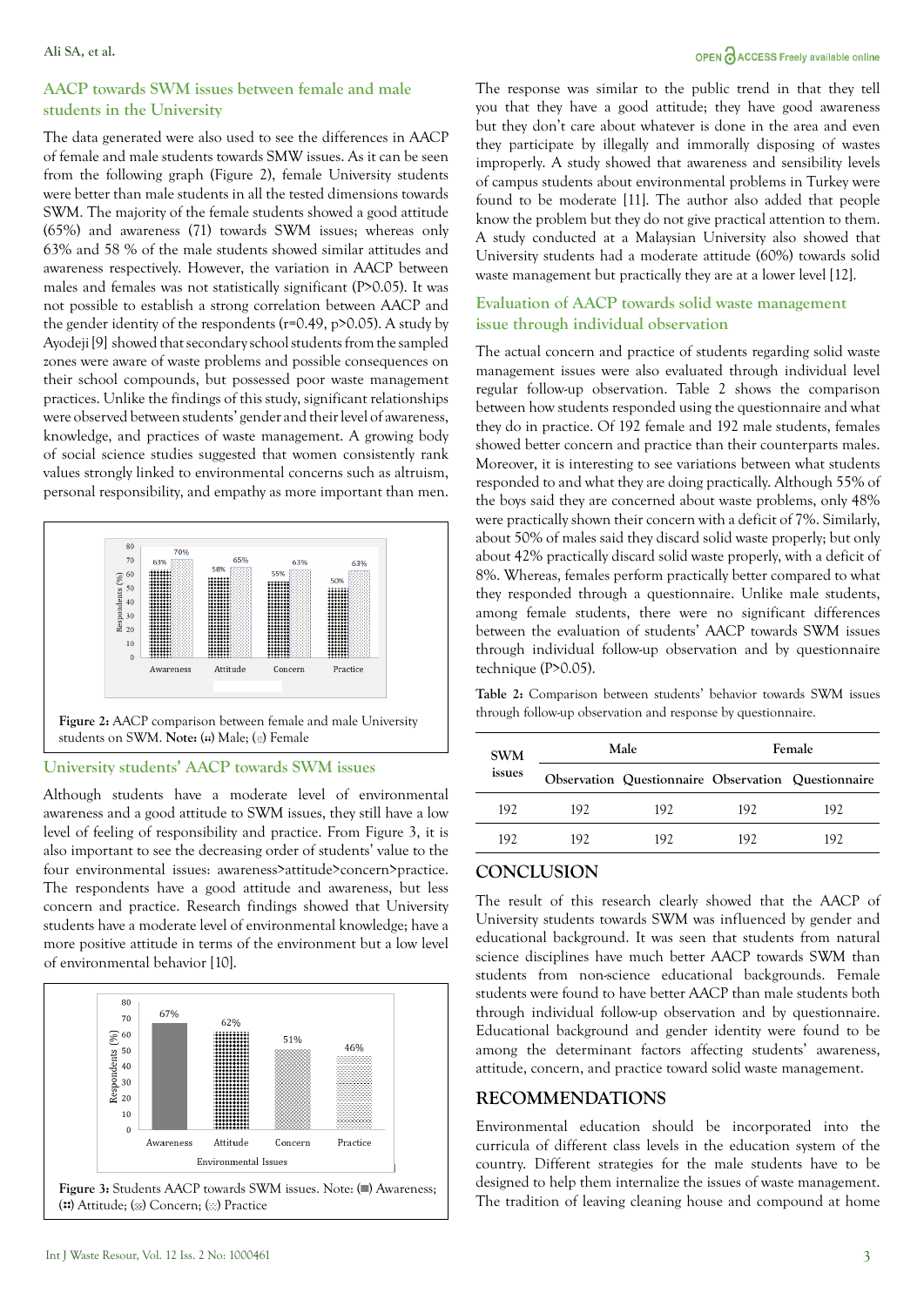## AACP towards SWM issues between female and male students in the University

The data generated were also used to see the differences in AACP of female and male students towards SMW issues. As it can be seen from the following graph (Figure 2), female University students were better than male students in all the tested dimensions towards SWM. The majority of the female students showed a good attitude (65%) and awareness (71) towards SWM issues; whereas only 63% and 58 % of the male students showed similar attitudes and awareness respectively. However, the variation in AACP between males and females was not statistically significant (P>0.05). It was not possible to establish a strong correlation between AACP and the gender identity of the respondents (r=0.49, p>0.05). A study by Ayodeji [9] showed that secondary school students from the sampled zones were aware of waste problems and possible consequences on their school compounds, but possessed poor waste management practices. Unlike the findings of this study, significant relationships were observed between students' gender and their level of awareness, knowledge, and practices of waste management. A growing body of social science studies suggested that women consistently rank values strongly linked to environmental concerns such as altruism, personal responsibility, and empathy as more important than men.

Figure 2: AACP comparison between female and male University students on SWM. **Note:** (⁘) Male; (▫) Female

## University students' AACP towards SWM issues

Although students have a moderate level of environmental awareness and a good attitude to SWM issues, they still have a low level of feeling of responsibility and practice. From Figure 3, it is also important to see the decreasing order of students' value to the four environmental issues: awareness>attitude>concern>practice. The respondents have a good attitude and awareness, but less concern and practice. Research findings showed that University students have a moderate level of environmental knowledge; have a more positive attitude in terms of the environment but a low level of environmental behavior [10].

Figure 3: Students AACP towards SWM issues. Note: (■) Awareness; (⁘) Attitude; (▩) Concern; (▤) Practice

The response was similar to the public trend in that they tell you that they have a good attitude; they have good awareness but they don't care about whatever is done in the area and even they participate by illegally and immorally disposing of wastes improperly. A study showed that awareness and sensibility levels of campus students about environmental problems in Turkey were found to be moderate [11]. The author also added that people know the problem but they do not give practical attention to them. A study conducted at a Malaysian University also showed that University students had a moderate attitude (60%) towards solid waste management but practically they are at a lower level [12].

## Evaluation of AACP towards solid waste management issue through individual observation

The actual concern and practice of students regarding solid waste management issues were also evaluated through individual level regular follow-up observation. Table 2 shows the comparison between how students responded using the questionnaire and what they do in practice. Of 192 female and 192 male students, females showed better concern and practice than their counterparts males. Moreover, it is interesting to see variations between what students responded to and what they are doing practically. Although 55% of the boys said they are concerned about waste problems, only 48% were practically shown their concern with a deficit of 7%. Similarly, about 50% of males said they discard solid waste properly; but only about 42% practically discard solid waste properly, with a deficit of 8%. Whereas, females perform practically better compared to what they responded through a questionnaire. Unlike male students, among female students, there were no significant differences between the evaluation of students' AACP towards SWM issues through individual follow-up observation and by questionnaire technique (P>0.05).

**Table 2:** Comparison between students' behavior towards SWM issues through follow-up observation and response by questionnaire.

| SWM issues | Male | | Female | |
|---|---|---|---|---|
| | Observation | Questionnaire | Observation | Questionnaire |
| 192 | 192 | 192 | 192 | 192 |
| 192 | 192 | 192 | 192 | 192 |

## CONCLUSION

The result of this research clearly showed that the AACP of University students towards SWM was influenced by gender and educational background. It was seen that students from natural science disciplines have much better AACP towards SWM than students from non-science educational backgrounds. Female students were found to have better AACP than male students both through individual follow-up observation and by questionnaire. Educational background and gender identity were found to be among the determinant factors affecting students' awareness, attitude, concern, and practice toward solid waste management.

## RECOMMENDATIONS

Environmental education should be incorporated into the curricula of different class levels in the education system of the country. Different strategies for the male students have to be designed to help them internalize the issues of waste management. The tradition of leaving cleaning house and compound at home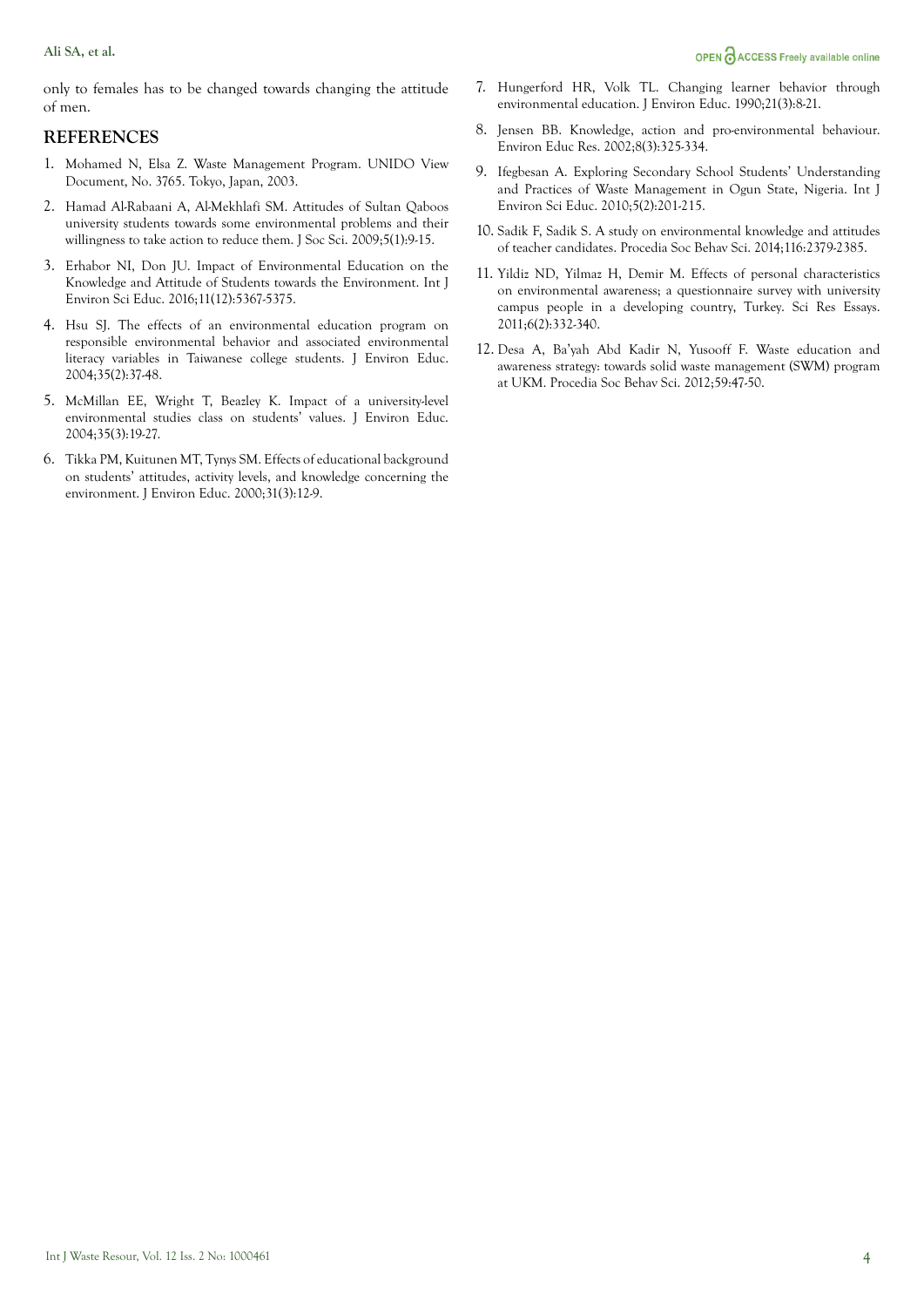only to females has to be changed towards changing the attitude of men.

## REFERENCES

1. Mohamed N, Elsa Z. Waste Management Program. UNIDO View Document, No. 3765. Tokyo, Japan, 2003.
2. Hamad Al-Rabaani A, Al-Mekhlafi SM. Attitudes of Sultan Qaboos university students towards some environmental problems and their willingness to take action to reduce them. J Soc Sci. 2009;5(1):9-15.
3. Erhabor NI, Don JU. Impact of Environmental Education on the Knowledge and Attitude of Students towards the Environment. Int J Environ Sci Educ. 2016;11(12):5367-5375.
4. Hsu SJ. The effects of an environmental education program on responsible environmental behavior and associated environmental literacy variables in Taiwanese college students. J Environ Educ. 2004;35(2):37-48.
5. McMillan EE, Wright T, Beazley K. Impact of a university-level environmental studies class on students' values. J Environ Educ. 2004;35(3):19-27.
6. Tikka PM, Kuitunen MT, Tynys SM. Effects of educational background on students' attitudes, activity levels, and knowledge concerning the environment. J Environ Educ. 2000;31(3):12-9.
7. Hungerford HR, Volk TL. Changing learner behavior through environmental education. J Environ Educ. 1990;21(3):8-21.
8. Jensen BB. Knowledge, action and pro-environmental behaviour. Environ Educ Res. 2002;8(3):325-334.
9. Ifegbesan A. Exploring Secondary School Students' Understanding and Practices of Waste Management in Ogun State, Nigeria. Int J Environ Sci Educ. 2010;5(2):201-215.
10. Sadik F, Sadik S. A study on environmental knowledge and attitudes of teacher candidates. Procedia Soc Behav Sci. 2014;116:2379-2385.
11. Yildiz ND, Yilmaz H, Demir M. Effects of personal characteristics on environmental awareness; a questionnaire survey with university campus people in a developing country, Turkey. Sci Res Essays. 2011;6(2):332-340.
12. Desa A, Ba'yah Abd Kadir N, Yusooff F. Waste education and awareness strategy: towards solid waste management (SWM) program at UKM. Procedia Soc Behav Sci. 2012;59:47-50.